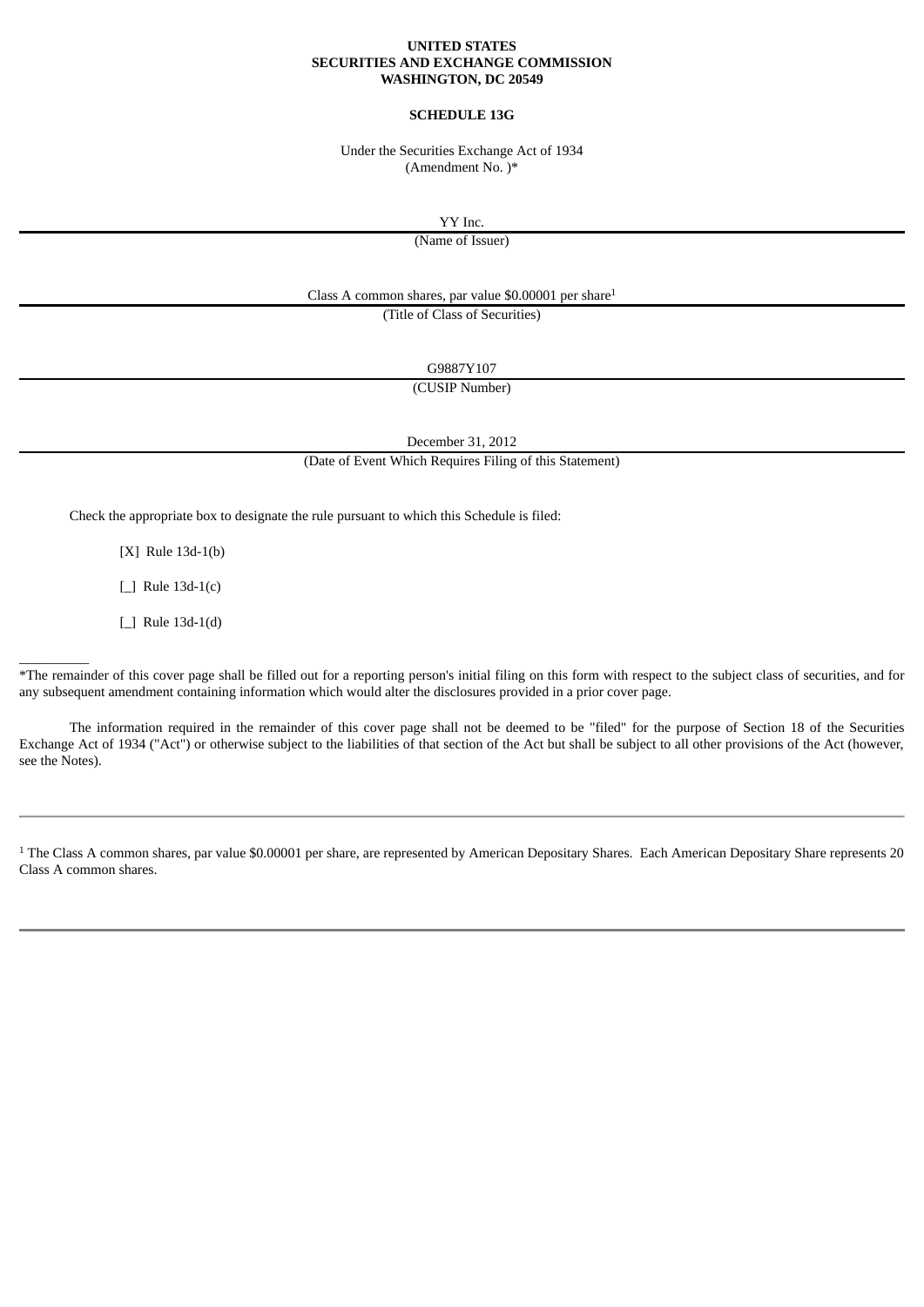**UNITED STATES**
**SECURITIES AND EXCHANGE COMMISSION**
**WASHINGTON, DC 20549**

**SCHEDULE 13G**

Under the Securities Exchange Act of 1934
(Amendment No. )*

YY Inc.
(Name of Issuer)

Class A common shares, par value $0.00001 per share[1]
(Title of Class of Securities)

G9887Y107
(CUSIP Number)

December 31, 2012
(Date of Event Which Requires Filing of this Statement)

Check the appropriate box to designate the rule pursuant to which this Schedule is filed:

[X] Rule 13d-1(b)

[_] Rule 13d-1(c)

[_] Rule 13d-1(d)

__________

*The remainder of this cover page shall be filled out for a reporting person's initial filing on this form with respect to the subject class of securities, and for any subsequent amendment containing information which would alter the disclosures provided in a prior cover page.

The information required in the remainder of this cover page shall not be deemed to be "filed" for the purpose of Section 18 of the Securities Exchange Act of 1934 ("Act") or otherwise subject to the liabilities of that section of the Act but shall be subject to all other provisions of the Act (however, see the Notes).

---

[1] The Class A common shares, par value $0.00001 per share, are represented by American Depositary Shares. Each American Depositary Share represents 20 Class A common shares.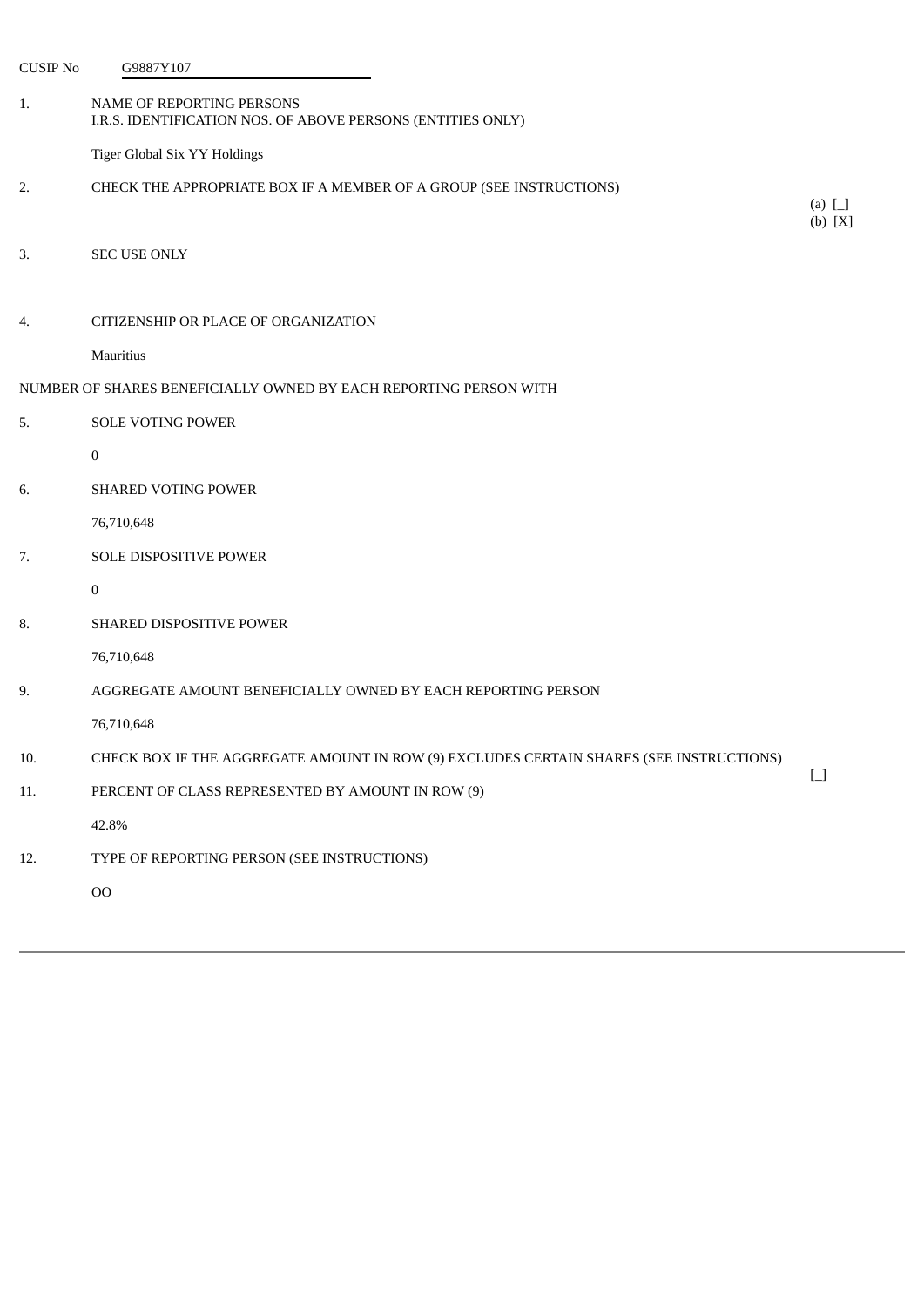CUSIP No G9887Y107

| | | |
|---|---|---|
| 1. | NAME OF REPORTING PERSONS<br>I.R.S. IDENTIFICATION NOS. OF ABOVE PERSONS (ENTITIES ONLY)<br><br>Tiger Global Six YY Holdings | |
| 2. | CHECK THE APPROPRIATE BOX IF A MEMBER OF A GROUP (SEE INSTRUCTIONS) | (a) [_]<br>(b) [X] |
| 3. | SEC USE ONLY | |
| 4. | CITIZENSHIP OR PLACE OF ORGANIZATION<br><br>Mauritius | |
| NUMBER OF SHARES BENEFICIALLY OWNED BY EACH REPORTING PERSON WITH | | |
| 5. | SOLE VOTING POWER<br><br>0 | |
| 6. | SHARED VOTING POWER<br><br>76,710,648 | |
| 7. | SOLE DISPOSITIVE POWER<br><br>0 | |
| 8. | SHARED DISPOSITIVE POWER<br><br>76,710,648 | |
| 9. | AGGREGATE AMOUNT BENEFICIALLY OWNED BY EACH REPORTING PERSON<br><br>76,710,648 | |
| 10. | CHECK BOX IF THE AGGREGATE AMOUNT IN ROW (9) EXCLUDES CERTAIN SHARES (SEE INSTRUCTIONS) | [_] |
| 11. | PERCENT OF CLASS REPRESENTED BY AMOUNT IN ROW (9)<br><br>42.8% | |
| 12. | TYPE OF REPORTING PERSON (SEE INSTRUCTIONS)<br><br>OO | |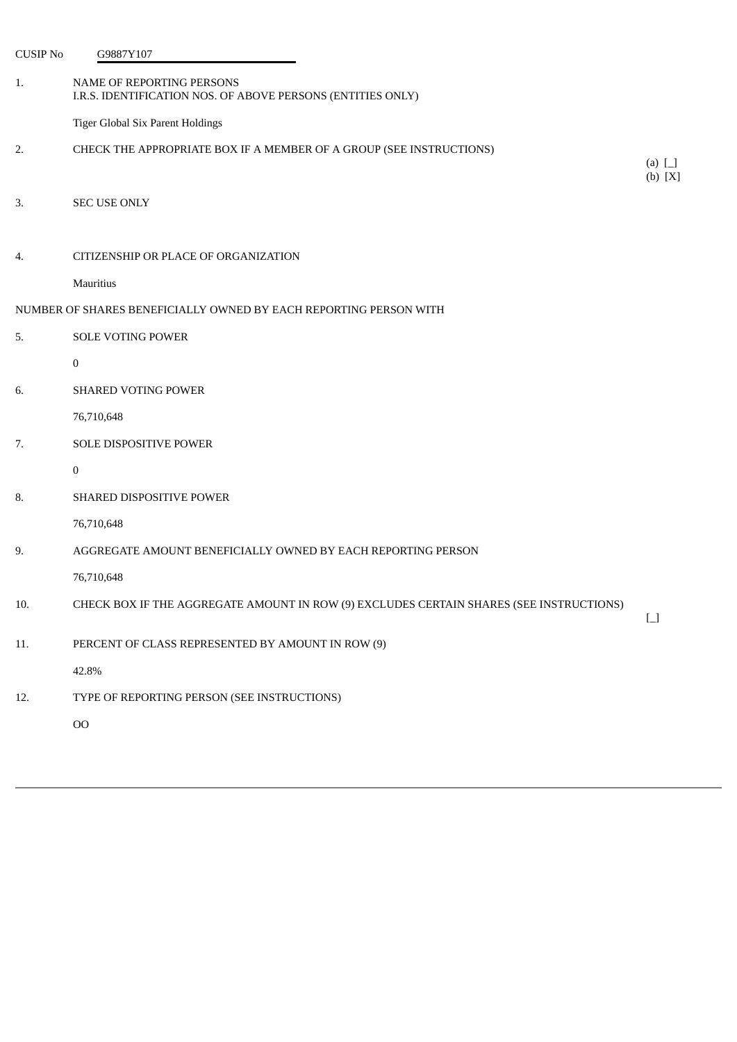CUSIP No G9887Y107

1. NAME OF REPORTING PERSONS
I.R.S. IDENTIFICATION NOS. OF ABOVE PERSONS (ENTITIES ONLY)

Tiger Global Six Parent Holdings

2. CHECK THE APPROPRIATE BOX IF A MEMBER OF A GROUP (SEE INSTRUCTIONS)

(a) [_]
(b) [X]

3. SEC USE ONLY

4. CITIZENSHIP OR PLACE OF ORGANIZATION

Mauritius

NUMBER OF SHARES BENEFICIALLY OWNED BY EACH REPORTING PERSON WITH

5. SOLE VOTING POWER

0

6. SHARED VOTING POWER

76,710,648

7. SOLE DISPOSITIVE POWER

0

8. SHARED DISPOSITIVE POWER

76,710,648

9. AGGREGATE AMOUNT BENEFICIALLY OWNED BY EACH REPORTING PERSON

76,710,648

10. CHECK BOX IF THE AGGREGATE AMOUNT IN ROW (9) EXCLUDES CERTAIN SHARES (SEE INSTRUCTIONS)

[_]

11. PERCENT OF CLASS REPRESENTED BY AMOUNT IN ROW (9)

42.8%

12. TYPE OF REPORTING PERSON (SEE INSTRUCTIONS)

OO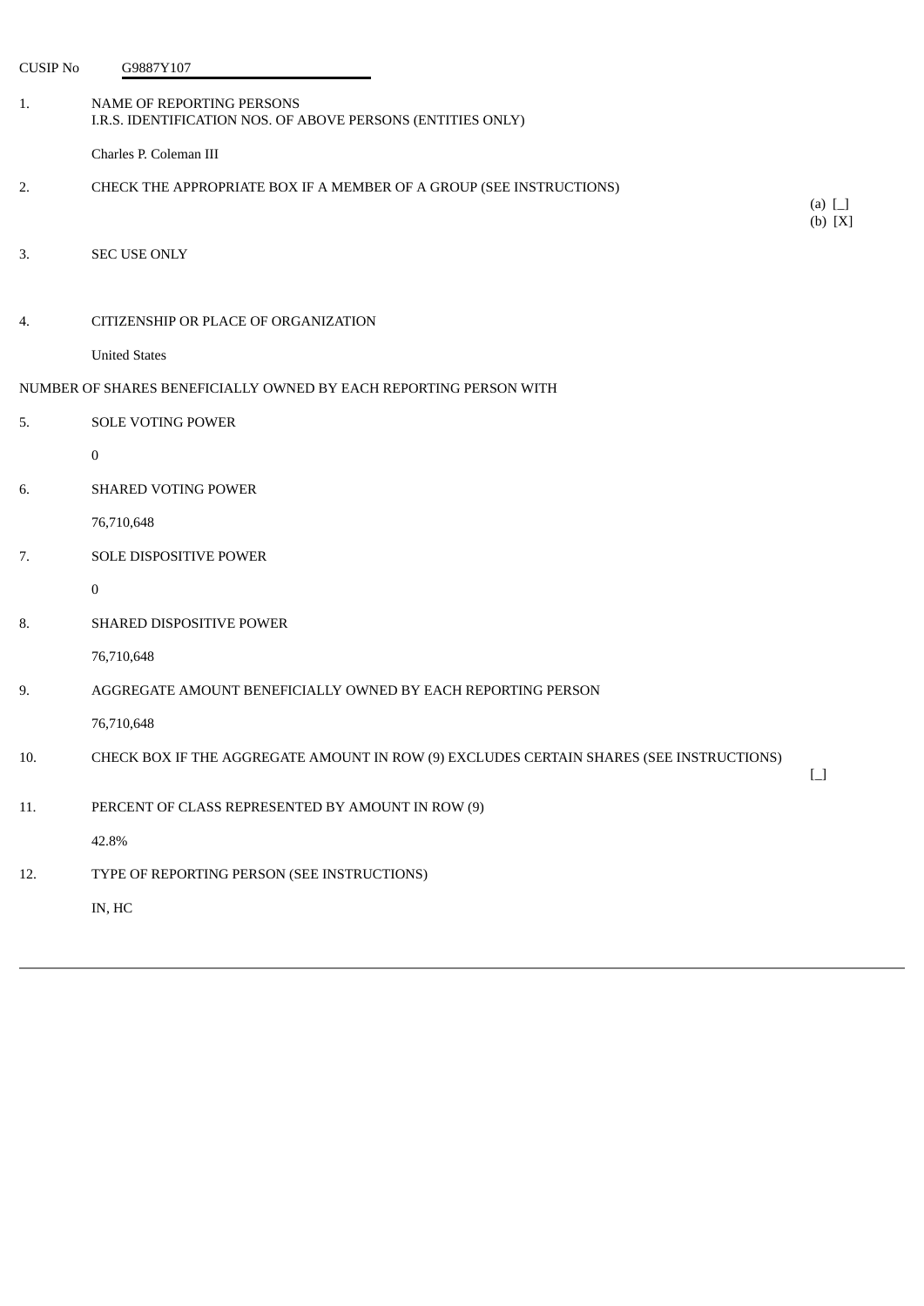CUSIP No G9887Y107

| | | |
|---|---|---|
| 1. | NAME OF REPORTING PERSONS<br>I.R.S. IDENTIFICATION NOS. OF ABOVE PERSONS (ENTITIES ONLY)<br><br>Charles P. Coleman III | |
| 2. | CHECK THE APPROPRIATE BOX IF A MEMBER OF A GROUP (SEE INSTRUCTIONS) | (a) [_]<br>(b) [X] |
| 3. | SEC USE ONLY | |
| 4. | CITIZENSHIP OR PLACE OF ORGANIZATION<br><br>United States | |
| NUMBER OF SHARES BENEFICIALLY OWNED BY EACH REPORTING PERSON WITH | | |
| 5. | SOLE VOTING POWER<br><br>0 | |
| 6. | SHARED VOTING POWER<br><br>76,710,648 | |
| 7. | SOLE DISPOSITIVE POWER<br><br>0 | |
| 8. | SHARED DISPOSITIVE POWER<br><br>76,710,648 | |
| 9. | AGGREGATE AMOUNT BENEFICIALLY OWNED BY EACH REPORTING PERSON<br><br>76,710,648 | |
| 10. | CHECK BOX IF THE AGGREGATE AMOUNT IN ROW (9) EXCLUDES CERTAIN SHARES (SEE INSTRUCTIONS) | [_] |
| 11. | PERCENT OF CLASS REPRESENTED BY AMOUNT IN ROW (9)<br><br>42.8% | |
| 12. | TYPE OF REPORTING PERSON (SEE INSTRUCTIONS)<br><br>IN, HC | |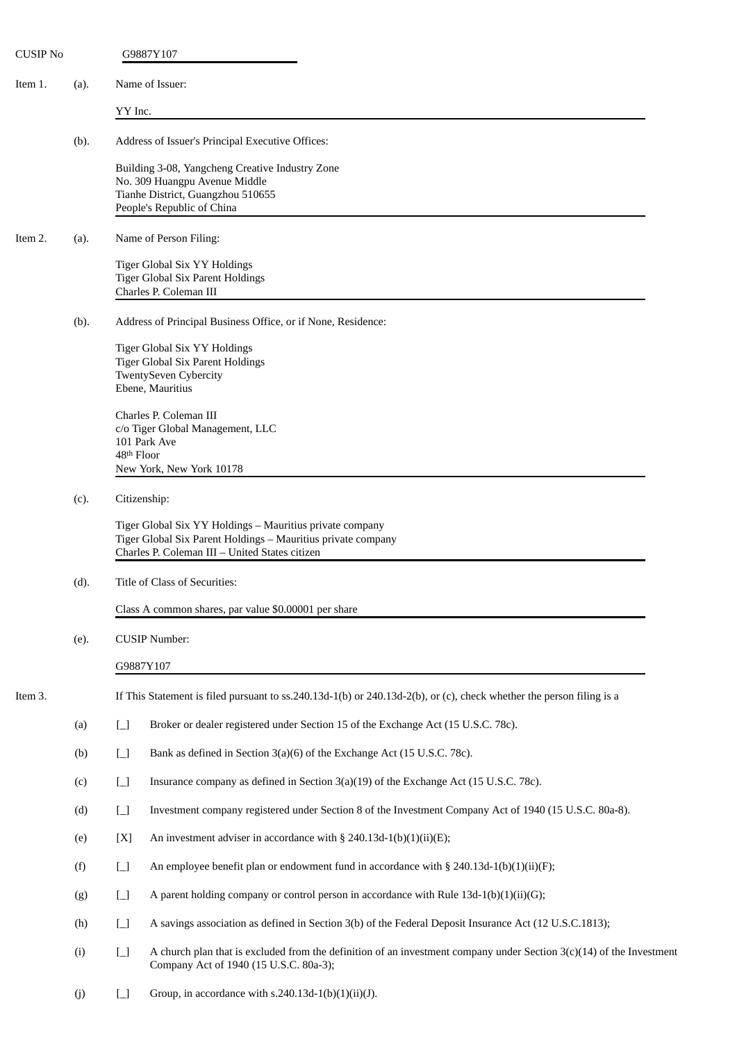CUSIP No G9887Y107

Item 1. (a). Name of Issuer:

YY Inc.

(b). Address of Issuer's Principal Executive Offices:

Building 3-08, Yangcheng Creative Industry Zone
No. 309 Huangpu Avenue Middle
Tianhe District, Guangzhou 510655
People's Republic of China

Item 2. (a). Name of Person Filing:

Tiger Global Six YY Holdings
Tiger Global Six Parent Holdings
Charles P. Coleman III

(b). Address of Principal Business Office, or if None, Residence:

Tiger Global Six YY Holdings
Tiger Global Six Parent Holdings
TwentySeven Cybercity
Ebene, Mauritius

Charles P. Coleman III
c/o Tiger Global Management, LLC
101 Park Ave
48th Floor
New York, New York 10178

(c). Citizenship:

Tiger Global Six YY Holdings – Mauritius private company
Tiger Global Six Parent Holdings – Mauritius private company
Charles P. Coleman III – United States citizen

(d). Title of Class of Securities:

Class A common shares, par value $0.00001 per share

(e). CUSIP Number:

G9887Y107

Item 3. If This Statement is filed pursuant to ss.240.13d-1(b) or 240.13d-2(b), or (c), check whether the person filing is a

(a) [_] Broker or dealer registered under Section 15 of the Exchange Act (15 U.S.C. 78c).

(b) [_] Bank as defined in Section 3(a)(6) of the Exchange Act (15 U.S.C. 78c).

(c) [_] Insurance company as defined in Section 3(a)(19) of the Exchange Act (15 U.S.C. 78c).

(d) [_] Investment company registered under Section 8 of the Investment Company Act of 1940 (15 U.S.C. 80a-8).

(e) [X] An investment adviser in accordance with § 240.13d-1(b)(1)(ii)(E);

(f) [_] An employee benefit plan or endowment fund in accordance with § 240.13d-1(b)(1)(ii)(F);

(g) [_] A parent holding company or control person in accordance with Rule 13d-1(b)(1)(ii)(G);

(h) [_] A savings association as defined in Section 3(b) of the Federal Deposit Insurance Act (12 U.S.C.1813);

(i) [_] A church plan that is excluded from the definition of an investment company under Section 3(c)(14) of the Investment Company Act of 1940 (15 U.S.C. 80a-3);

(j) [_] Group, in accordance with s.240.13d-1(b)(1)(ii)(J).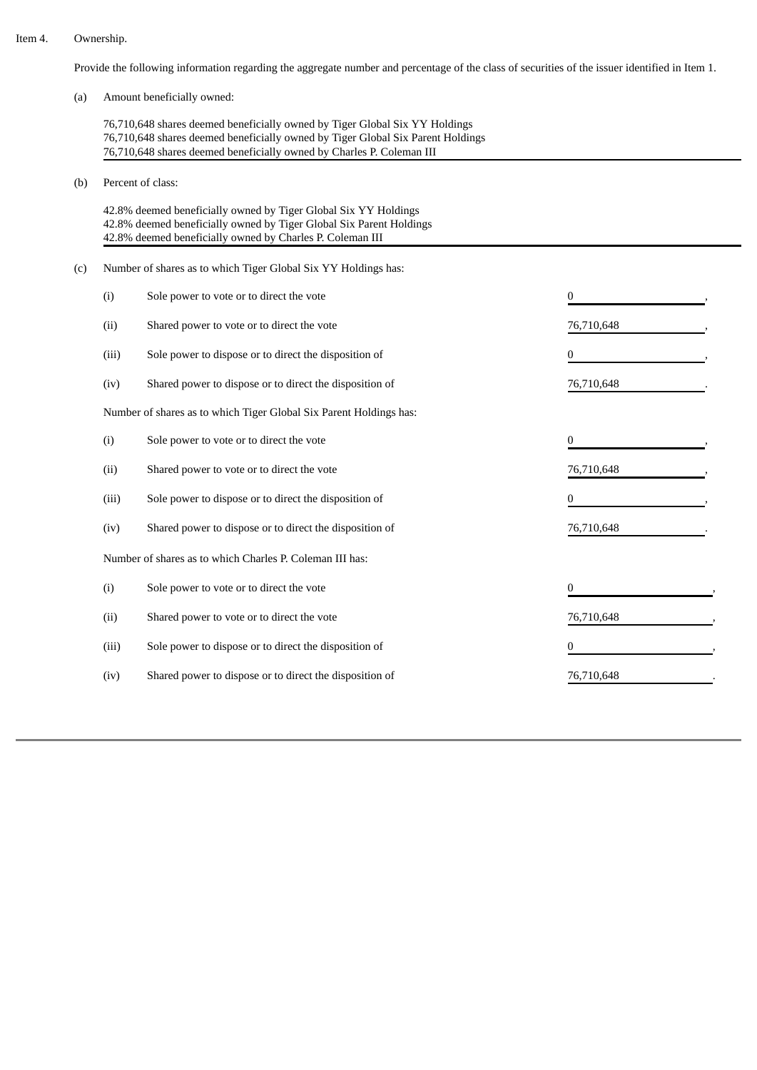Item 4. Ownership.

Provide the following information regarding the aggregate number and percentage of the class of securities of the issuer identified in Item 1.

(a) Amount beneficially owned:

76,710,648 shares deemed beneficially owned by Tiger Global Six YY Holdings
76,710,648 shares deemed beneficially owned by Tiger Global Six Parent Holdings
76,710,648 shares deemed beneficially owned by Charles P. Coleman III

(b) Percent of class:

42.8% deemed beneficially owned by Tiger Global Six YY Holdings
42.8% deemed beneficially owned by Tiger Global Six Parent Holdings
42.8% deemed beneficially owned by Charles P. Coleman III

(c) Number of shares as to which Tiger Global Six YY Holdings has:

| | | |
|---|---|---|
| (i) | Sole power to vote or to direct the vote | 0, |
| (ii) | Shared power to vote or to direct the vote | 76,710,648, |
| (iii) | Sole power to dispose or to direct the disposition of | 0, |
| (iv) | Shared power to dispose or to direct the disposition of | 76,710,648. |

Number of shares as to which Tiger Global Six Parent Holdings has:

| | | |
|---|---|---|
| (i) | Sole power to vote or to direct the vote | 0, |
| (ii) | Shared power to vote or to direct the vote | 76,710,648, |
| (iii) | Sole power to dispose or to direct the disposition of | 0, |
| (iv) | Shared power to dispose or to direct the disposition of | 76,710,648. |

Number of shares as to which Charles P. Coleman III has:

| | | |
|---|---|---|
| (i) | Sole power to vote or to direct the vote | 0, |
| (ii) | Shared power to vote or to direct the vote | 76,710,648, |
| (iii) | Sole power to dispose or to direct the disposition of | 0, |
| (iv) | Shared power to dispose or to direct the disposition of | 76,710,648. |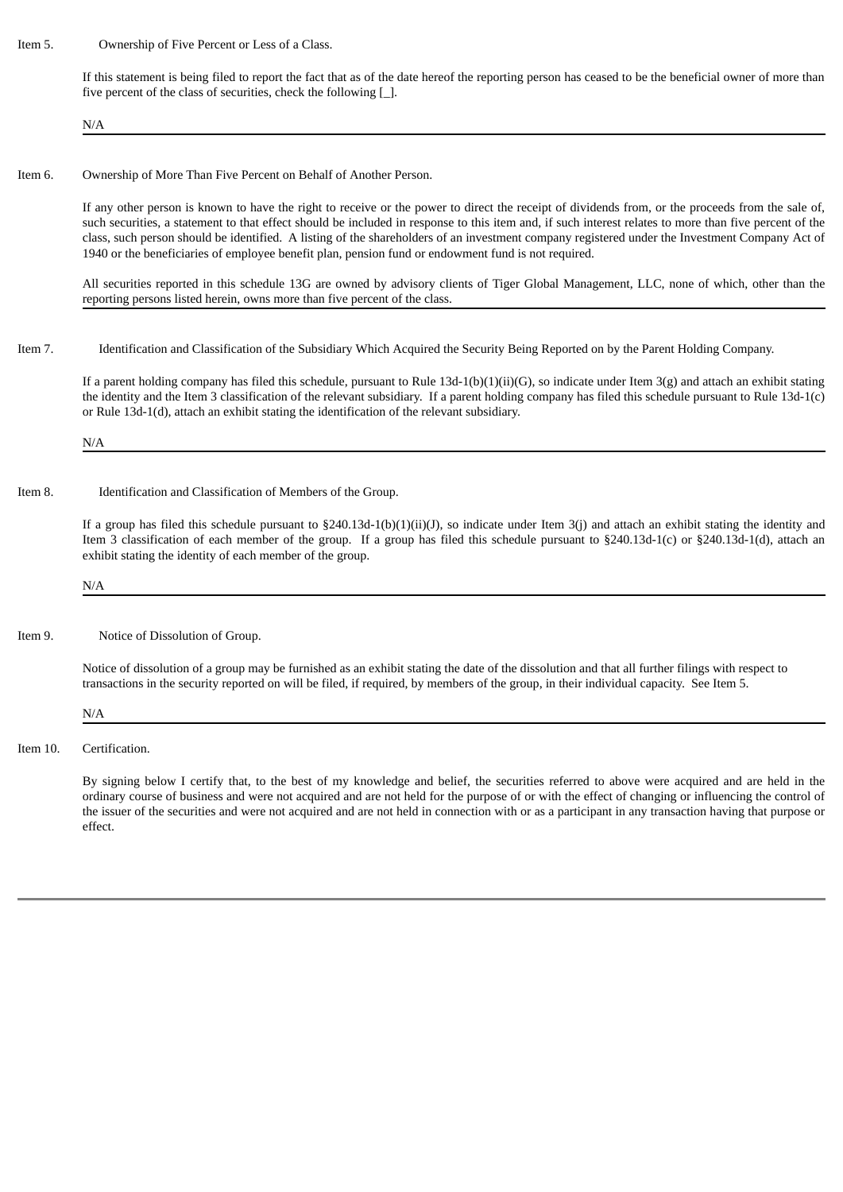Item 5. Ownership of Five Percent or Less of a Class.

If this statement is being filed to report the fact that as of the date hereof the reporting person has ceased to be the beneficial owner of more than five percent of the class of securities, check the following [_].

N/A

Item 6. Ownership of More Than Five Percent on Behalf of Another Person.

If any other person is known to have the right to receive or the power to direct the receipt of dividends from, or the proceeds from the sale of, such securities, a statement to that effect should be included in response to this item and, if such interest relates to more than five percent of the class, such person should be identified. A listing of the shareholders of an investment company registered under the Investment Company Act of 1940 or the beneficiaries of employee benefit plan, pension fund or endowment fund is not required.

All securities reported in this schedule 13G are owned by advisory clients of Tiger Global Management, LLC, none of which, other than the reporting persons listed herein, owns more than five percent of the class.

Item 7. Identification and Classification of the Subsidiary Which Acquired the Security Being Reported on by the Parent Holding Company.

If a parent holding company has filed this schedule, pursuant to Rule 13d-1(b)(1)(ii)(G), so indicate under Item 3(g) and attach an exhibit stating the identity and the Item 3 classification of the relevant subsidiary. If a parent holding company has filed this schedule pursuant to Rule 13d-1(c) or Rule 13d-1(d), attach an exhibit stating the identification of the relevant subsidiary.

N/A

Item 8. Identification and Classification of Members of the Group.

If a group has filed this schedule pursuant to §240.13d-1(b)(1)(ii)(J), so indicate under Item 3(j) and attach an exhibit stating the identity and Item 3 classification of each member of the group. If a group has filed this schedule pursuant to §240.13d-1(c) or §240.13d-1(d), attach an exhibit stating the identity of each member of the group.

N/A

Item 9. Notice of Dissolution of Group.

Notice of dissolution of a group may be furnished as an exhibit stating the date of the dissolution and that all further filings with respect to transactions in the security reported on will be filed, if required, by members of the group, in their individual capacity. See Item 5.

N/A

Item 10. Certification.

By signing below I certify that, to the best of my knowledge and belief, the securities referred to above were acquired and are held in the ordinary course of business and were not acquired and are not held for the purpose of or with the effect of changing or influencing the control of the issuer of the securities and were not acquired and are not held in connection with or as a participant in any transaction having that purpose or effect.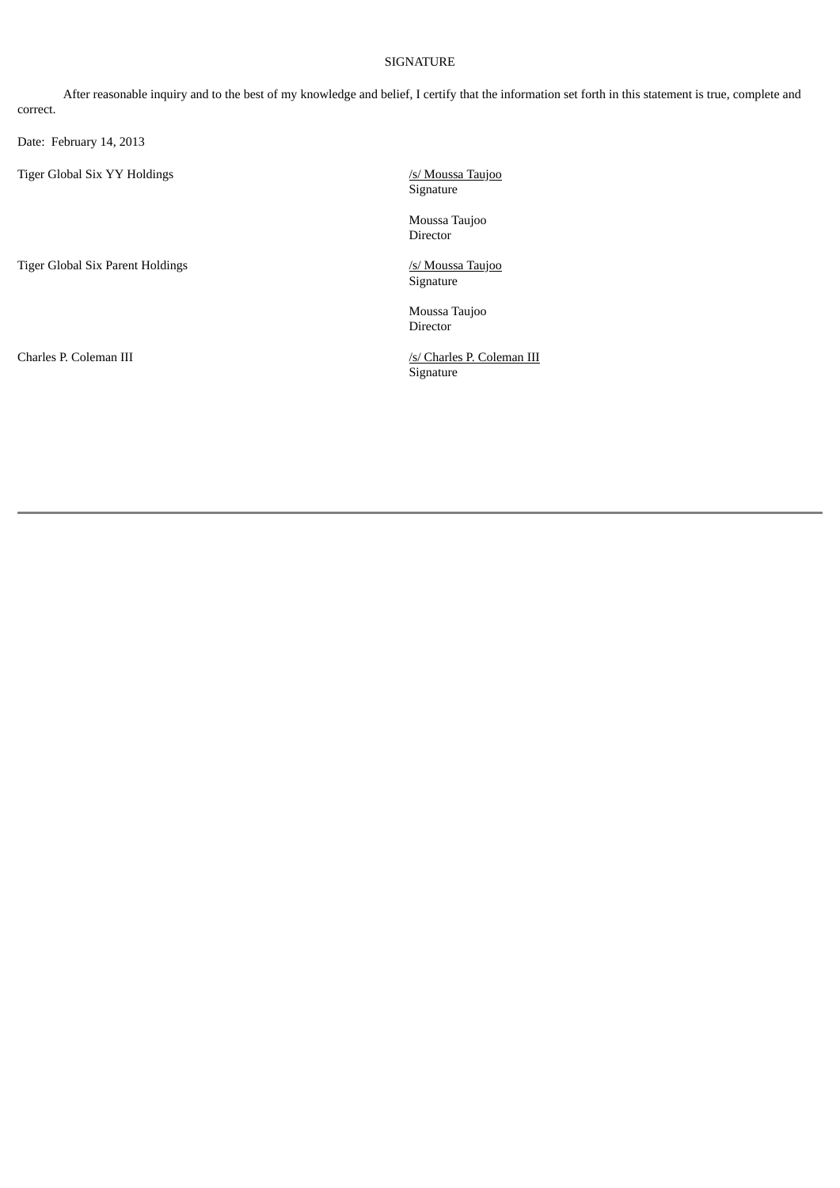SIGNATURE

After reasonable inquiry and to the best of my knowledge and belief, I certify that the information set forth in this statement is true, complete and correct.

Date: February 14, 2013

| | |
|---|---|
| Tiger Global Six YY Holdings | /s/ Moussa Taujoo<br>Signature<br><br>Moussa Taujoo<br>Director |
| Tiger Global Six Parent Holdings | /s/ Moussa Taujoo<br>Signature<br><br>Moussa Taujoo<br>Director |
| Charles P. Coleman III | /s/ Charles P. Coleman III<br>Signature |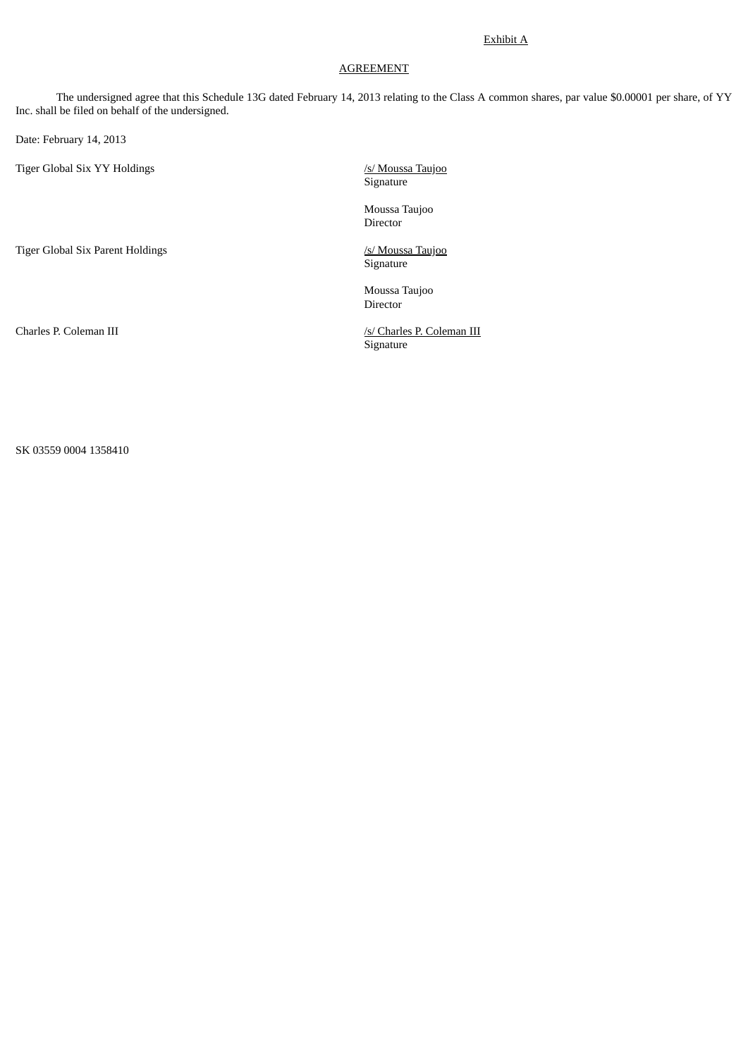Exhibit A

AGREEMENT

The undersigned agree that this Schedule 13G dated February 14, 2013 relating to the Class A common shares, par value $0.00001 per share, of YY Inc. shall be filed on behalf of the undersigned.

Date: February 14, 2013

| | |
|---|---|
| Tiger Global Six YY Holdings | /s/ Moussa Taujoo<br>Signature<br><br>Moussa Taujoo<br>Director |
| Tiger Global Six Parent Holdings | /s/ Moussa Taujoo<br>Signature<br><br>Moussa Taujoo<br>Director |
| Charles P. Coleman III | /s/ Charles P. Coleman III<br>Signature |

SK 03559 0004 1358410